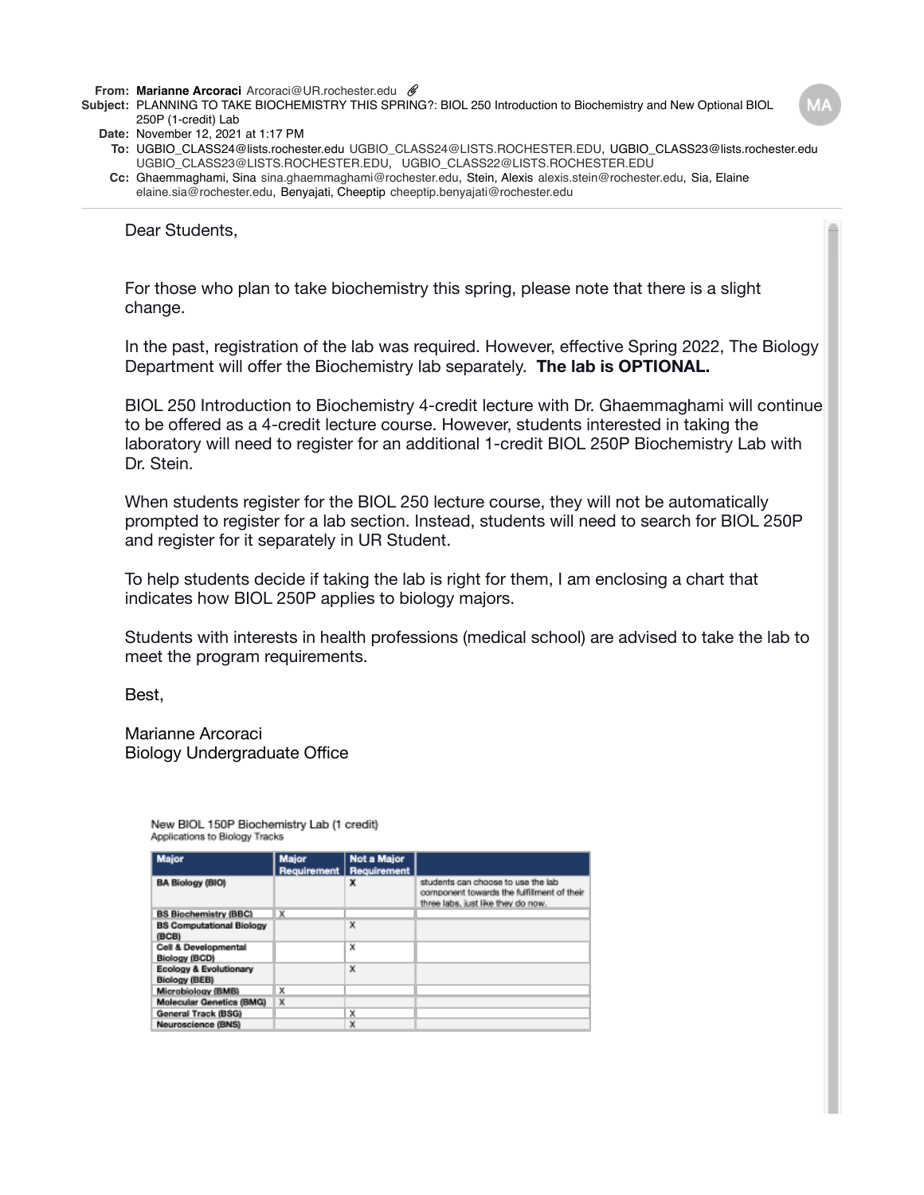**From:** **Marianne Arcoraci** Arcoraci@UR.rochester.edu
**Subject:** PLANNING TO TAKE BIOCHEMISTRY THIS SPRING?: BIOL 250 Introduction to Biochemistry and New Optional BIOL 250P (1-credit) Lab
**Date:** November 12, 2021 at 1:17 PM
**To:** UGBIO_CLASS24@lists.rochester.edu UGBIO_CLASS24@LISTS.ROCHESTER.EDU, UGBIO_CLASS23@lists.rochester.edu UGBIO_CLASS23@LISTS.ROCHESTER.EDU, UGBIO_CLASS22@LISTS.ROCHESTER.EDU
**Cc:** Ghaemmaghami, Sina sina.ghaemmaghami@rochester.edu, Stein, Alexis alexis.stein@rochester.edu, Sia, Elaine elaine.sia@rochester.edu, Benyajati, Cheeptip cheeptip.benyajati@rochester.edu

Dear Students,

For those who plan to take biochemistry this spring, please note that there is a slight change.

In the past, registration of the lab was required. However, effective Spring 2022, The Biology Department will offer the Biochemistry lab separately. **The lab is OPTIONAL.**

BIOL 250 Introduction to Biochemistry 4-credit lecture with Dr. Ghaemmaghami will continue to be offered as a 4-credit lecture course. However, students interested in taking the laboratory will need to register for an additional 1-credit BIOL 250P Biochemistry Lab with Dr. Stein.

When students register for the BIOL 250 lecture course, they will not be automatically prompted to register for a lab section. Instead, students will need to search for BIOL 250P and register for it separately in UR Student.

To help students decide if taking the lab is right for them, I am enclosing a chart that indicates how BIOL 250P applies to biology majors.

Students with interests in health professions (medical school) are advised to take the lab to meet the program requirements.

Best,

Marianne Arcoraci
Biology Undergraduate Office

New BIOL 150P Biochemistry Lab (1 credit)
Applications to Biology Tracks

| Major | Major Requirement | Not a Major Requirement | |
|---|---|---|---|
| BA Biology (BIO) | | X | students can choose to use the lab component towards the fulfillment of their three labs, just like they do now. |
| BS Biochemistry (BBC) | X | | |
| BS Computational Biology (BCB) | | X | |
| Cell & Developmental Biology (BCD) | | X | |
| Ecology & Evolutionary Biology (BEB) | | X | |
| Microbiology (BMB) | X | | |
| Molecular Genetics (BMG) | X | | |
| General Track (BSG) | | X | |
| Neuroscience (BNS) | | X | |